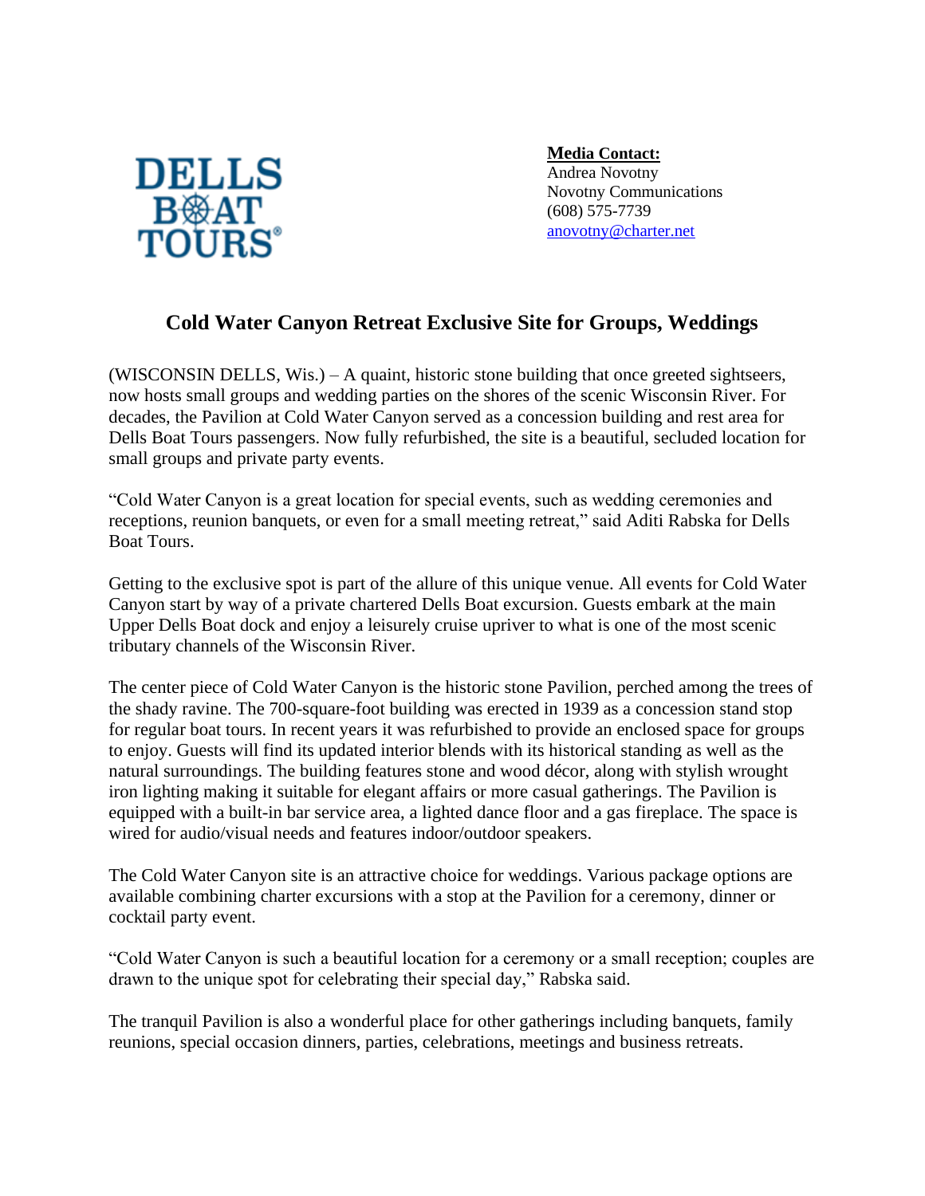DELLS BOAT TOURS®

**Media Contact:**
Andrea Novotny
Novotny Communications
(608) 575-7739
anovotny@charter.net

# Cold Water Canyon Retreat Exclusive Site for Groups, Weddings

(WISCONSIN DELLS, Wis.) – A quaint, historic stone building that once greeted sightseers, now hosts small groups and wedding parties on the shores of the scenic Wisconsin River. For decades, the Pavilion at Cold Water Canyon served as a concession building and rest area for Dells Boat Tours passengers. Now fully refurbished, the site is a beautiful, secluded location for small groups and private party events.

"Cold Water Canyon is a great location for special events, such as wedding ceremonies and receptions, reunion banquets, or even for a small meeting retreat," said Aditi Rabska for Dells Boat Tours.

Getting to the exclusive spot is part of the allure of this unique venue. All events for Cold Water Canyon start by way of a private chartered Dells Boat excursion. Guests embark at the main Upper Dells Boat dock and enjoy a leisurely cruise upriver to what is one of the most scenic tributary channels of the Wisconsin River.

The center piece of Cold Water Canyon is the historic stone Pavilion, perched among the trees of the shady ravine. The 700-square-foot building was erected in 1939 as a concession stand stop for regular boat tours. In recent years it was refurbished to provide an enclosed space for groups to enjoy. Guests will find its updated interior blends with its historical standing as well as the natural surroundings. The building features stone and wood décor, along with stylish wrought iron lighting making it suitable for elegant affairs or more casual gatherings. The Pavilion is equipped with a built-in bar service area, a lighted dance floor and a gas fireplace. The space is wired for audio/visual needs and features indoor/outdoor speakers.

The Cold Water Canyon site is an attractive choice for weddings. Various package options are available combining charter excursions with a stop at the Pavilion for a ceremony, dinner or cocktail party event.

"Cold Water Canyon is such a beautiful location for a ceremony or a small reception; couples are drawn to the unique spot for celebrating their special day," Rabska said.

The tranquil Pavilion is also a wonderful place for other gatherings including banquets, family reunions, special occasion dinners, parties, celebrations, meetings and business retreats.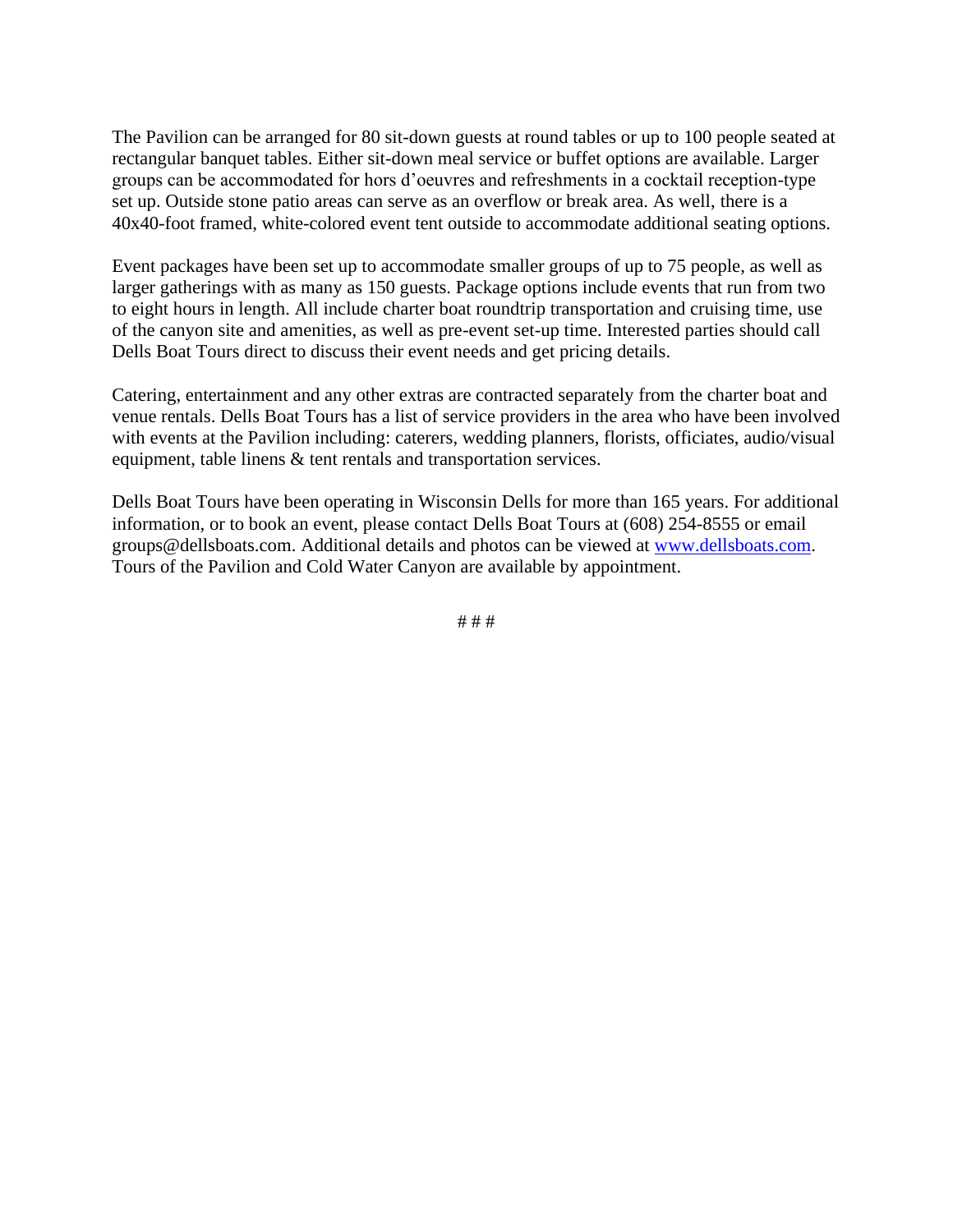The Pavilion can be arranged for 80 sit-down guests at round tables or up to 100 people seated at rectangular banquet tables. Either sit-down meal service or buffet options are available. Larger groups can be accommodated for hors d'oeuvres and refreshments in a cocktail reception-type set up. Outside stone patio areas can serve as an overflow or break area. As well, there is a 40x40-foot framed, white-colored event tent outside to accommodate additional seating options.

Event packages have been set up to accommodate smaller groups of up to 75 people, as well as larger gatherings with as many as 150 guests. Package options include events that run from two to eight hours in length. All include charter boat roundtrip transportation and cruising time, use of the canyon site and amenities, as well as pre-event set-up time. Interested parties should call Dells Boat Tours direct to discuss their event needs and get pricing details.

Catering, entertainment and any other extras are contracted separately from the charter boat and venue rentals. Dells Boat Tours has a list of service providers in the area who have been involved with events at the Pavilion including: caterers, wedding planners, florists, officiates, audio/visual equipment, table linens & tent rentals and transportation services.

Dells Boat Tours have been operating in Wisconsin Dells for more than 165 years. For additional information, or to book an event, please contact Dells Boat Tours at (608) 254-8555 or email groups@dellsboats.com. Additional details and photos can be viewed at [www.dellsboats.com](http://www.dellsboats.com). Tours of the Pavilion and Cold Water Canyon are available by appointment.

# # #